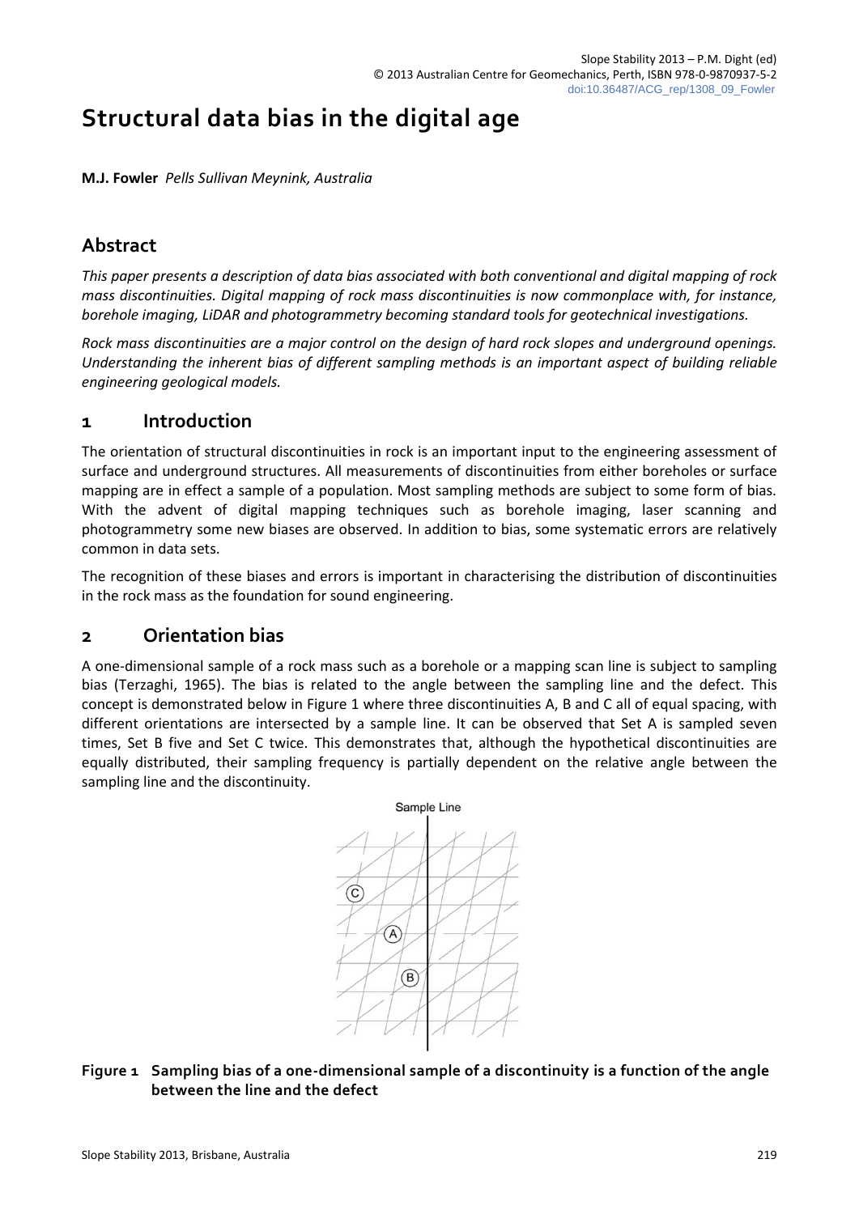# Structural data bias in the digital age

**M.J. Fowler** *Pells Sullivan Meynink, Australia*

## Abstract

*This paper presents a description of data bias associated with both conventional and digital mapping of rock mass discontinuities. Digital mapping of rock mass discontinuities is now commonplace with, for instance, borehole imaging, LiDAR and photogrammetry becoming standard tools for geotechnical investigations.*

*Rock mass discontinuities are a major control on the design of hard rock slopes and underground openings. Understanding the inherent bias of different sampling methods is an important aspect of building reliable engineering geological models.*

## 1 Introduction

The orientation of structural discontinuities in rock is an important input to the engineering assessment of surface and underground structures. All measurements of discontinuities from either boreholes or surface mapping are in effect a sample of a population. Most sampling methods are subject to some form of bias. With the advent of digital mapping techniques such as borehole imaging, laser scanning and photogrammetry some new biases are observed. In addition to bias, some systematic errors are relatively common in data sets.

The recognition of these biases and errors is important in characterising the distribution of discontinuities in the rock mass as the foundation for sound engineering.

## 2 Orientation bias

A one-dimensional sample of a rock mass such as a borehole or a mapping scan line is subject to sampling bias (Terzaghi, 1965). The bias is related to the angle between the sampling line and the defect. This concept is demonstrated below in Figure 1 where three discontinuities A, B and C all of equal spacing, with different orientations are intersected by a sample line. It can be observed that Set A is sampled seven times, Set B five and Set C twice. This demonstrates that, although the hypothetical discontinuities are equally distributed, their sampling frequency is partially dependent on the relative angle between the sampling line and the discontinuity.

**Figure 1 Sampling bias of a one-dimensional sample of a discontinuity is a function of the angle between the line and the defect**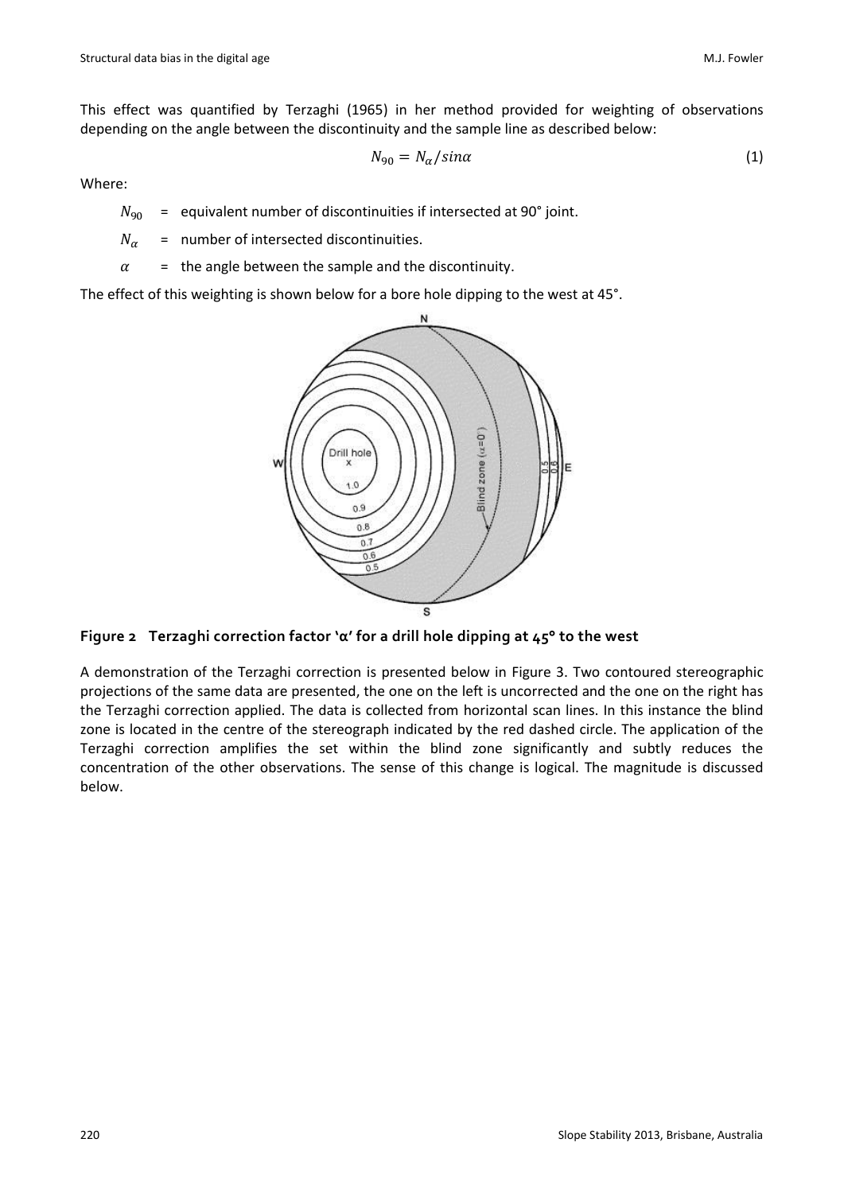This effect was quantified by Terzaghi (1965) in her method provided for weighting of observations depending on the angle between the discontinuity and the sample line as described below:

$$N_{90} = N_{\alpha}/sin\alpha \tag{1}$$

Where:

- $N_{90}$ = equivalent number of discontinuities if intersected at 90° joint.
- $N_{\alpha}$ = number of intersected discontinuities.
- $\alpha$ = the angle between the sample and the discontinuity.

The effect of this weighting is shown below for a bore hole dipping to the west at 45°.

**Figure 2 Terzaghi correction factor 'α' for a drill hole dipping at 45° to the west**

A demonstration of the Terzaghi correction is presented below in Figure 3. Two contoured stereographic projections of the same data are presented, the one on the left is uncorrected and the one on the right has the Terzaghi correction applied. The data is collected from horizontal scan lines. In this instance the blind zone is located in the centre of the stereograph indicated by the red dashed circle. The application of the Terzaghi correction amplifies the set within the blind zone significantly and subtly reduces the concentration of the other observations. The sense of this change is logical. The magnitude is discussed below.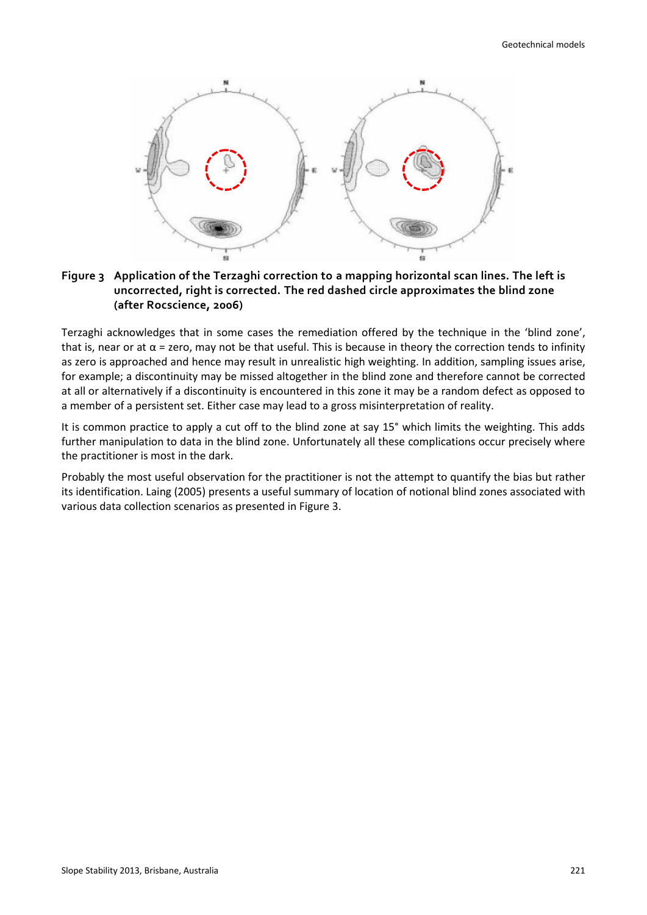**Figure 3 Application of the Terzaghi correction to a mapping horizontal scan lines. The left is uncorrected, right is corrected. The red dashed circle approximates the blind zone (after Rocscience, 2006)**

Terzaghi acknowledges that in some cases the remediation offered by the technique in the 'blind zone', that is, near or at $\alpha$ = zero, may not be that useful. This is because in theory the correction tends to infinity as zero is approached and hence may result in unrealistic high weighting. In addition, sampling issues arise, for example; a discontinuity may be missed altogether in the blind zone and therefore cannot be corrected at all or alternatively if a discontinuity is encountered in this zone it may be a random defect as opposed to a member of a persistent set. Either case may lead to a gross misinterpretation of reality.

It is common practice to apply a cut off to the blind zone at say 15° which limits the weighting. This adds further manipulation to data in the blind zone. Unfortunately all these complications occur precisely where the practitioner is most in the dark.

Probably the most useful observation for the practitioner is not the attempt to quantify the bias but rather its identification. Laing (2005) presents a useful summary of location of notional blind zones associated with various data collection scenarios as presented in Figure 3.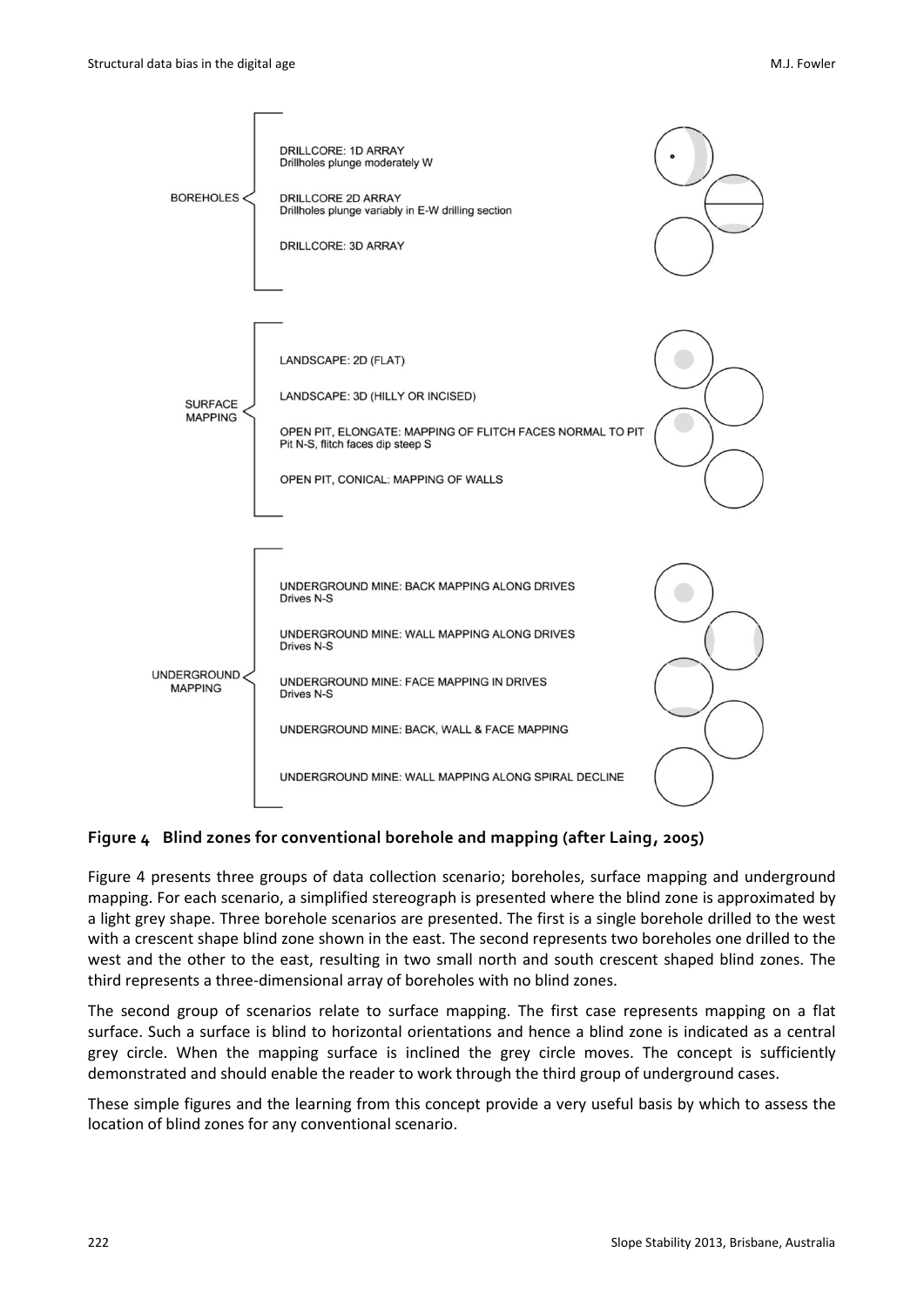BOREHOLES

- DRILLCORE: 1D ARRAY
  Drillholes plunge moderately W
- DRILLCORE 2D ARRAY
  Drillholes plunge variably in E-W drilling section
- DRILLCORE: 3D ARRAY

SURFACE MAPPING

- LANDSCAPE: 2D (FLAT)
- LANDSCAPE: 3D (HILLY OR INCISED)
- OPEN PIT, ELONGATE: MAPPING OF FLITCH FACES NORMAL TO PIT
  Pit N-S, flitch faces dip steep S
- OPEN PIT, CONICAL: MAPPING OF WALLS

UNDERGROUND MAPPING

- UNDERGROUND MINE: BACK MAPPING ALONG DRIVES
  Drives N-S
- UNDERGROUND MINE: WALL MAPPING ALONG DRIVES
  Drives N-S
- UNDERGROUND MINE: FACE MAPPING IN DRIVES
  Drives N-S
- UNDERGROUND MINE: BACK, WALL & FACE MAPPING
- UNDERGROUND MINE: WALL MAPPING ALONG SPIRAL DECLINE

**Figure 4 Blind zones for conventional borehole and mapping (after Laing, 2005)**

Figure 4 presents three groups of data collection scenario; boreholes, surface mapping and underground mapping. For each scenario, a simplified stereograph is presented where the blind zone is approximated by a light grey shape. Three borehole scenarios are presented. The first is a single borehole drilled to the west with a crescent shape blind zone shown in the east. The second represents two boreholes one drilled to the west and the other to the east, resulting in two small north and south crescent shaped blind zones. The third represents a three-dimensional array of boreholes with no blind zones.

The second group of scenarios relate to surface mapping. The first case represents mapping on a flat surface. Such a surface is blind to horizontal orientations and hence a blind zone is indicated as a central grey circle. When the mapping surface is inclined the grey circle moves. The concept is sufficiently demonstrated and should enable the reader to work through the third group of underground cases.

These simple figures and the learning from this concept provide a very useful basis by which to assess the location of blind zones for any conventional scenario.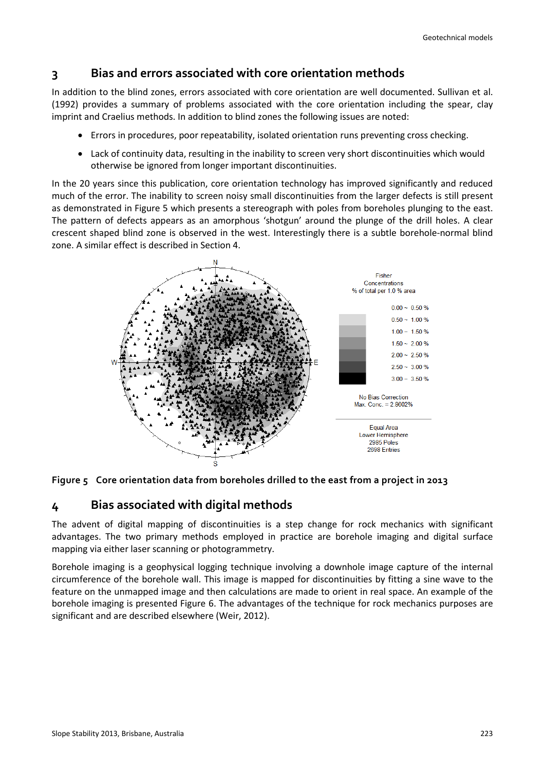## 3 Bias and errors associated with core orientation methods

In addition to the blind zones, errors associated with core orientation are well documented. Sullivan et al. (1992) provides a summary of problems associated with the core orientation including the spear, clay imprint and Craelius methods. In addition to blind zones the following issues are noted:

- Errors in procedures, poor repeatability, isolated orientation runs preventing cross checking.
- Lack of continuity data, resulting in the inability to screen very short discontinuities which would otherwise be ignored from longer important discontinuities.

In the 20 years since this publication, core orientation technology has improved significantly and reduced much of the error. The inability to screen noisy small discontinuities from the larger defects is still present as demonstrated in Figure 5 which presents a stereograph with poles from boreholes plunging to the east. The pattern of defects appears as an amorphous 'shotgun' around the plunge of the drill holes. A clear crescent shaped blind zone is observed in the west. Interestingly there is a subtle borehole-normal blind zone. A similar effect is described in Section 4.

**Figure 5** Core orientation data from boreholes drilled to the east from a project in 2013

## 4 Bias associated with digital methods

The advent of digital mapping of discontinuities is a step change for rock mechanics with significant advantages. The two primary methods employed in practice are borehole imaging and digital surface mapping via either laser scanning or photogrammetry.

Borehole imaging is a geophysical logging technique involving a downhole image capture of the internal circumference of the borehole wall. This image is mapped for discontinuities by fitting a sine wave to the feature on the unmapped image and then calculations are made to orient in real space. An example of the borehole imaging is presented Figure 6. The advantages of the technique for rock mechanics purposes are significant and are described elsewhere (Weir, 2012).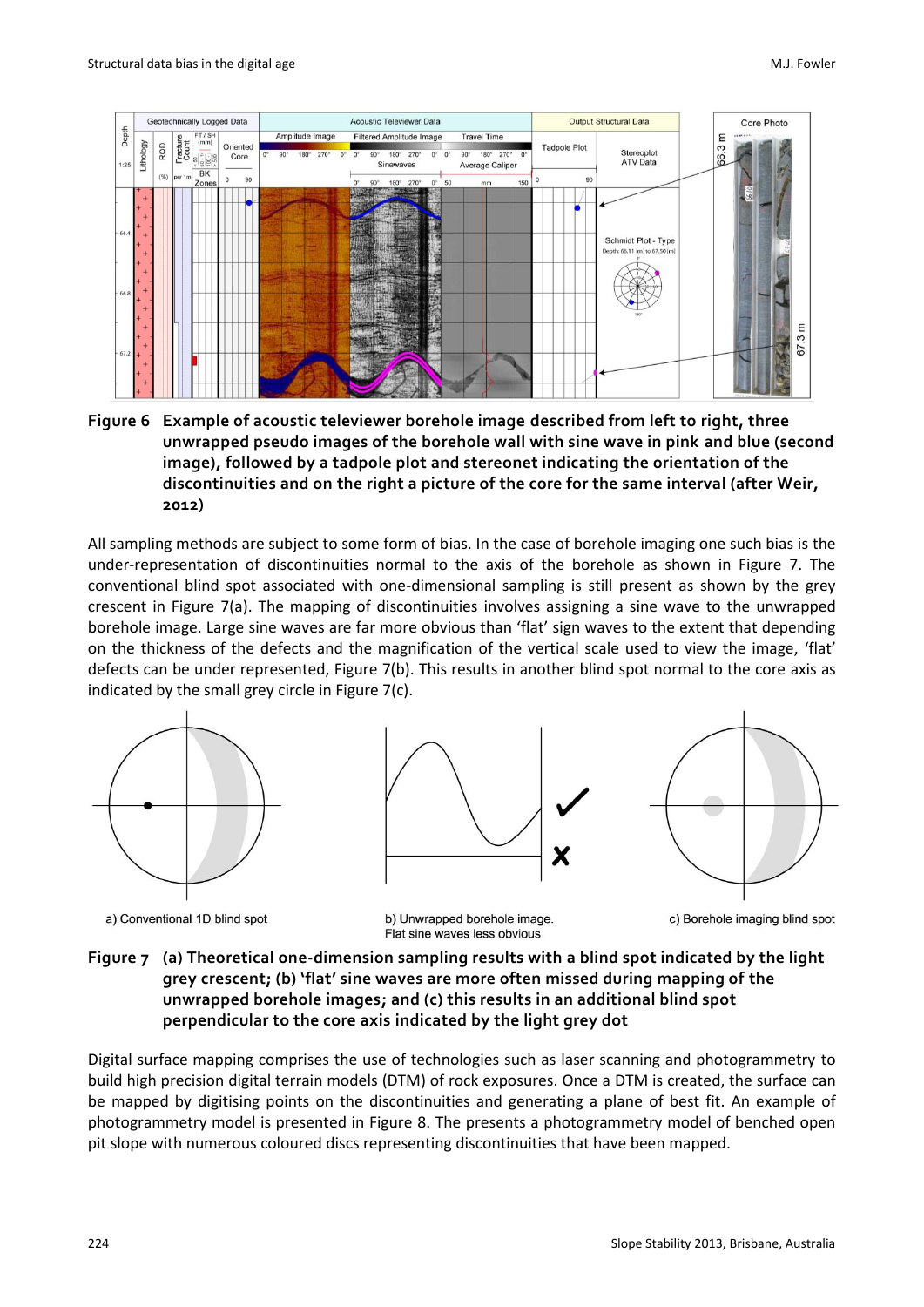**Figure 6 Example of acoustic televiewer borehole image described from left to right, three unwrapped pseudo images of the borehole wall with sine wave in pink and blue (second image), followed by a tadpole plot and stereonet indicating the orientation of the discontinuities and on the right a picture of the core for the same interval (after Weir, 2012)**

All sampling methods are subject to some form of bias. In the case of borehole imaging one such bias is the under-representation of discontinuities normal to the axis of the borehole as shown in Figure 7. The conventional blind spot associated with one-dimensional sampling is still present as shown by the grey crescent in Figure 7(a). The mapping of discontinuities involves assigning a sine wave to the unwrapped borehole image. Large sine waves are far more obvious than 'flat' sign waves to the extent that depending on the thickness of the defects and the magnification of the vertical scale used to view the image, 'flat' defects can be under represented, Figure 7(b). This results in another blind spot normal to the core axis as indicated by the small grey circle in Figure 7(c).

a) Conventional 1D blind spot

b) Unwrapped borehole image. Flat sine waves less obvious

c) Borehole imaging blind spot

**Figure 7 (a) Theoretical one-dimension sampling results with a blind spot indicated by the light grey crescent; (b) 'flat' sine waves are more often missed during mapping of the unwrapped borehole images; and (c) this results in an additional blind spot perpendicular to the core axis indicated by the light grey dot**

Digital surface mapping comprises the use of technologies such as laser scanning and photogrammetry to build high precision digital terrain models (DTM) of rock exposures. Once a DTM is created, the surface can be mapped by digitising points on the discontinuities and generating a plane of best fit. An example of photogrammetry model is presented in Figure 8. The presents a photogrammetry model of benched open pit slope with numerous coloured discs representing discontinuities that have been mapped.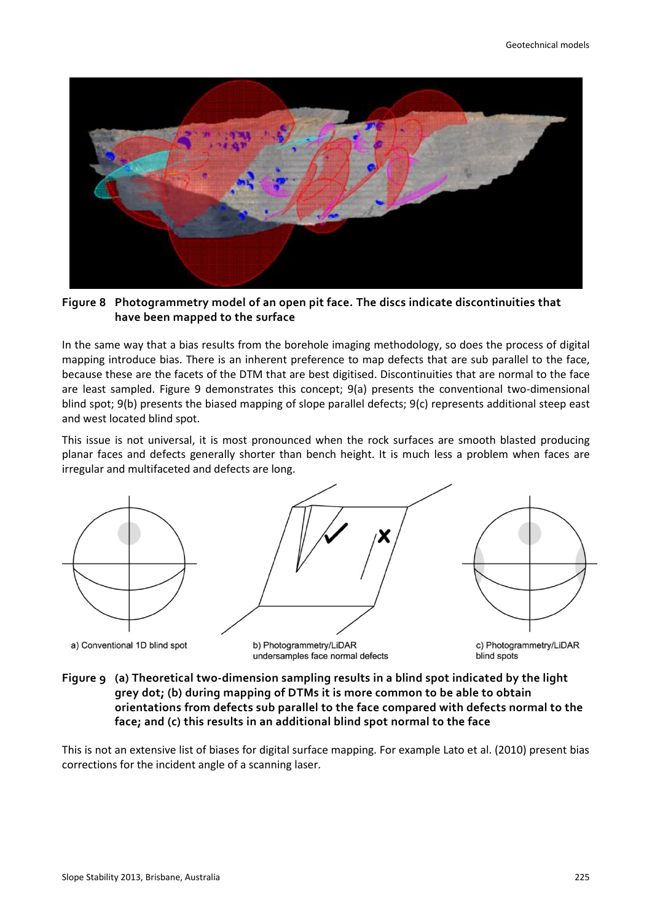**Figure 8 Photogrammetry model of an open pit face. The discs indicate discontinuities that have been mapped to the surface**

In the same way that a bias results from the borehole imaging methodology, so does the process of digital mapping introduce bias. There is an inherent preference to map defects that are sub parallel to the face, because these are the facets of the DTM that are best digitised. Discontinuities that are normal to the face are least sampled. Figure 9 demonstrates this concept; 9(a) presents the conventional two-dimensional blind spot; 9(b) presents the biased mapping of slope parallel defects; 9(c) represents additional steep east and west located blind spot.

This issue is not universal, it is most pronounced when the rock surfaces are smooth blasted producing planar faces and defects generally shorter than bench height. It is much less a problem when faces are irregular and multifaceted and defects are long.

a) Conventional 1D blind spot

b) Photogrammetry/LiDAR undersamples face normal defects

c) Photogrammetry/LiDAR blind spots

**Figure 9 (a) Theoretical two-dimension sampling results in a blind spot indicated by the light grey dot; (b) during mapping of DTMs it is more common to be able to obtain orientations from defects sub parallel to the face compared with defects normal to the face; and (c) this results in an additional blind spot normal to the face**

This is not an extensive list of biases for digital surface mapping. For example Lato et al. (2010) present bias corrections for the incident angle of a scanning laser.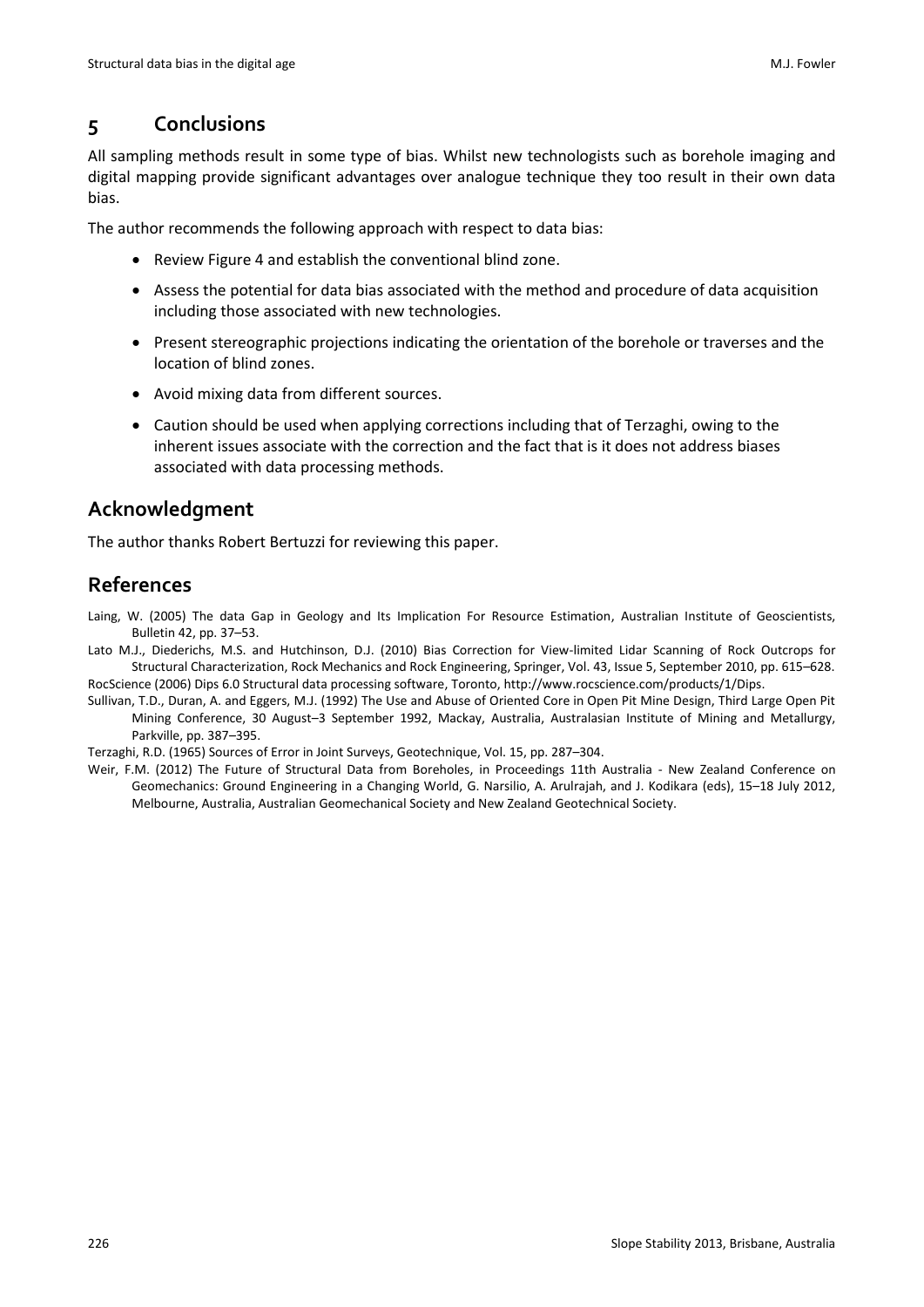# 5 Conclusions

All sampling methods result in some type of bias. Whilst new technologists such as borehole imaging and digital mapping provide significant advantages over analogue technique they too result in their own data bias.

The author recommends the following approach with respect to data bias:

- Review Figure 4 and establish the conventional blind zone.
- Assess the potential for data bias associated with the method and procedure of data acquisition including those associated with new technologies.
- Present stereographic projections indicating the orientation of the borehole or traverses and the location of blind zones.
- Avoid mixing data from different sources.
- Caution should be used when applying corrections including that of Terzaghi, owing to the inherent issues associate with the correction and the fact that is it does not address biases associated with data processing methods.

# Acknowledgment

The author thanks Robert Bertuzzi for reviewing this paper.

# References

Laing, W. (2005) The data Gap in Geology and Its Implication For Resource Estimation, Australian Institute of Geoscientists, Bulletin 42, pp. 37–53.

Lato M.J., Diederichs, M.S. and Hutchinson, D.J. (2010) Bias Correction for View-limited Lidar Scanning of Rock Outcrops for Structural Characterization, Rock Mechanics and Rock Engineering, Springer, Vol. 43, Issue 5, September 2010, pp. 615–628.

RocScience (2006) Dips 6.0 Structural data processing software, Toronto, http://www.rocscience.com/products/1/Dips.

Sullivan, T.D., Duran, A. and Eggers, M.J. (1992) The Use and Abuse of Oriented Core in Open Pit Mine Design, Third Large Open Pit Mining Conference, 30 August–3 September 1992, Mackay, Australia, Australasian Institute of Mining and Metallurgy, Parkville, pp. 387–395.

Terzaghi, R.D. (1965) Sources of Error in Joint Surveys, Geotechnique, Vol. 15, pp. 287–304.

Weir, F.M. (2012) The Future of Structural Data from Boreholes, in Proceedings 11th Australia - New Zealand Conference on Geomechanics: Ground Engineering in a Changing World, G. Narsilio, A. Arulrajah, and J. Kodikara (eds), 15–18 July 2012, Melbourne, Australia, Australian Geomechanical Society and New Zealand Geotechnical Society.